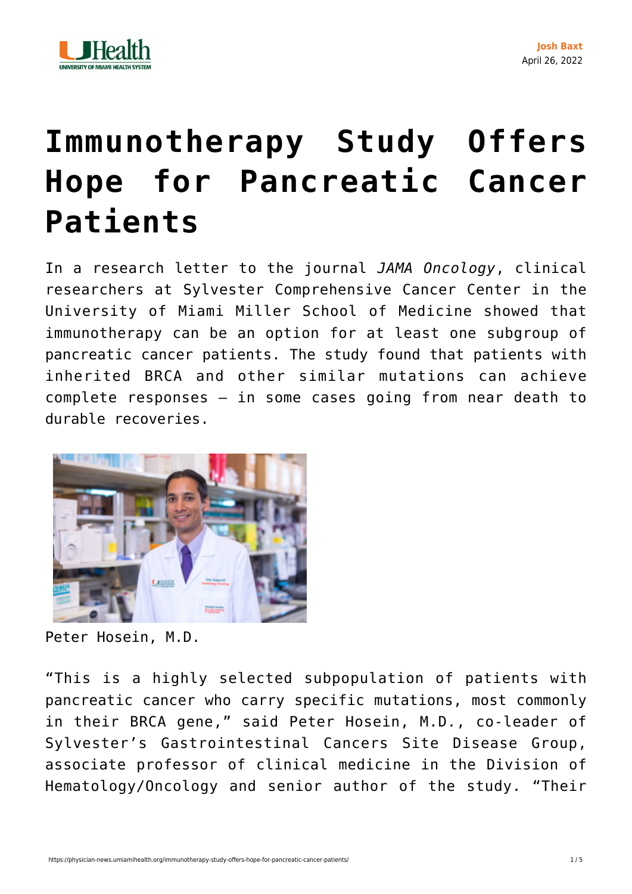Josh Baxt
April 26, 2022

# Immunotherapy Study Offers Hope for Pancreatic Cancer Patients

In a research letter to the journal *JAMA Oncology*, clinical researchers at Sylvester Comprehensive Cancer Center in the University of Miami Miller School of Medicine showed that immunotherapy can be an option for at least one subgroup of pancreatic cancer patients. The study found that patients with inherited BRCA and other similar mutations can achieve complete responses – in some cases going from near death to durable recoveries.

Peter Hosein, M.D.

"This is a highly selected subpopulation of patients with pancreatic cancer who carry specific mutations, most commonly in their BRCA gene," said Peter Hosein, M.D., co-leader of Sylvester's Gastrointestinal Cancers Site Disease Group, associate professor of clinical medicine in the Division of Hematology/Oncology and senior author of the study. "Their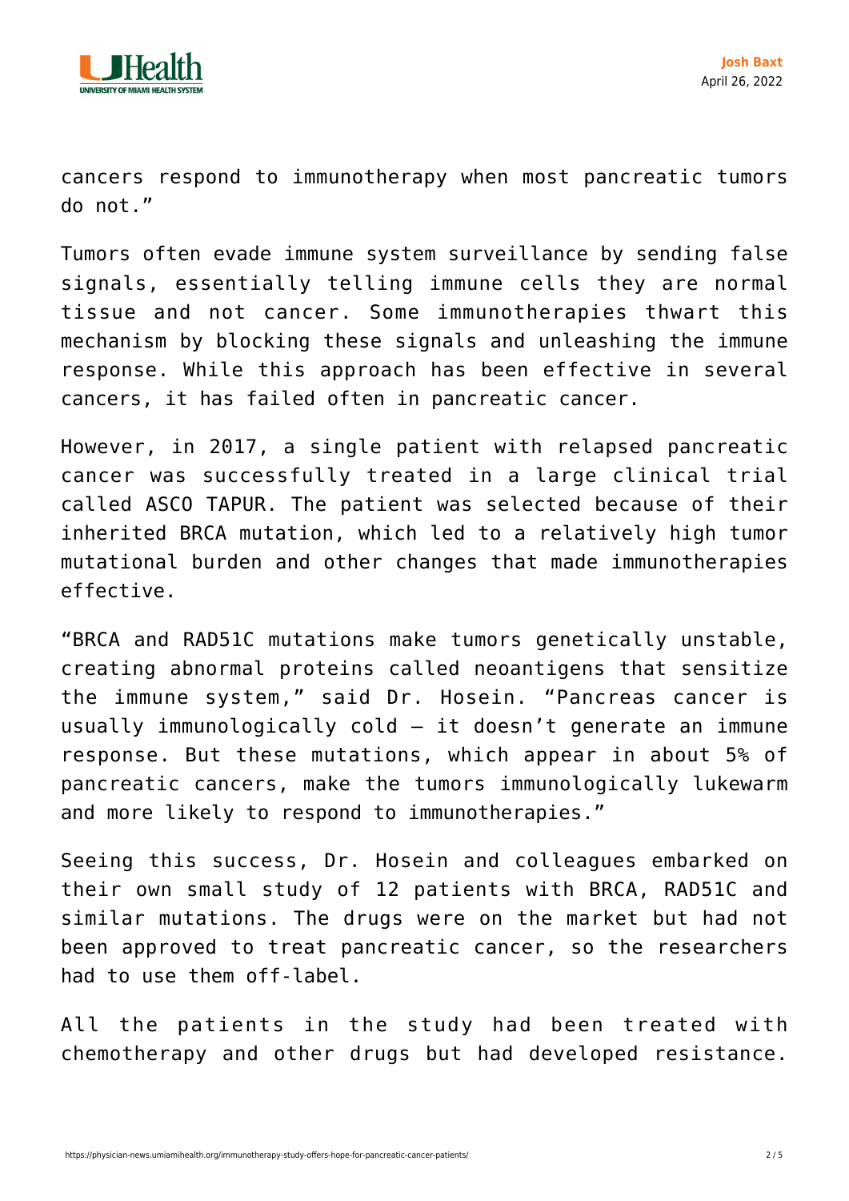cancers respond to immunotherapy when most pancreatic tumors do not."

Tumors often evade immune system surveillance by sending false signals, essentially telling immune cells they are normal tissue and not cancer. Some immunotherapies thwart this mechanism by blocking these signals and unleashing the immune response. While this approach has been effective in several cancers, it has failed often in pancreatic cancer.

However, in 2017, a single patient with relapsed pancreatic cancer was successfully treated in a large clinical trial called ASCO TAPUR. The patient was selected because of their inherited BRCA mutation, which led to a relatively high tumor mutational burden and other changes that made immunotherapies effective.

"BRCA and RAD51C mutations make tumors genetically unstable, creating abnormal proteins called neoantigens that sensitize the immune system," said Dr. Hosein. "Pancreas cancer is usually immunologically cold – it doesn't generate an immune response. But these mutations, which appear in about 5% of pancreatic cancers, make the tumors immunologically lukewarm and more likely to respond to immunotherapies."

Seeing this success, Dr. Hosein and colleagues embarked on their own small study of 12 patients with BRCA, RAD51C and similar mutations. The drugs were on the market but had not been approved to treat pancreatic cancer, so the researchers had to use them off-label.

All the patients in the study had been treated with chemotherapy and other drugs but had developed resistance.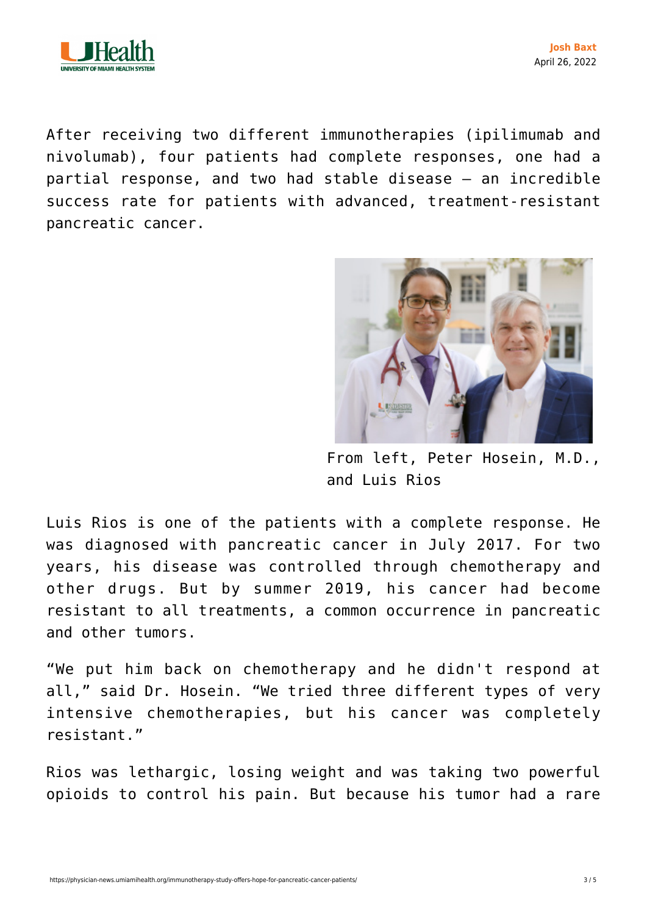After receiving two different immunotherapies (ipilimumab and nivolumab), four patients had complete responses, one had a partial response, and two had stable disease – an incredible success rate for patients with advanced, treatment-resistant pancreatic cancer.

From left, Peter Hosein, M.D., and Luis Rios

Luis Rios is one of the patients with a complete response. He was diagnosed with pancreatic cancer in July 2017. For two years, his disease was controlled through chemotherapy and other drugs. But by summer 2019, his cancer had become resistant to all treatments, a common occurrence in pancreatic and other tumors.

“We put him back on chemotherapy and he didn't respond at all,” said Dr. Hosein. “We tried three different types of very intensive chemotherapies, but his cancer was completely resistant.”

Rios was lethargic, losing weight and was taking two powerful opioids to control his pain. But because his tumor had a rare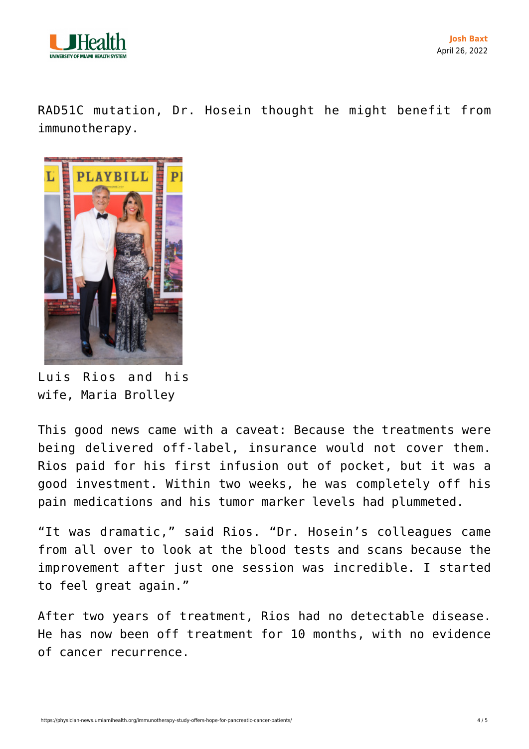RAD51C mutation, Dr. Hosein thought he might benefit from immunotherapy.

Luis Rios and his wife, Maria Brolley

This good news came with a caveat: Because the treatments were being delivered off-label, insurance would not cover them. Rios paid for his first infusion out of pocket, but it was a good investment. Within two weeks, he was completely off his pain medications and his tumor marker levels had plummeted.

"It was dramatic," said Rios. "Dr. Hosein's colleagues came from all over to look at the blood tests and scans because the improvement after just one session was incredible. I started to feel great again."

After two years of treatment, Rios had no detectable disease. He has now been off treatment for 10 months, with no evidence of cancer recurrence.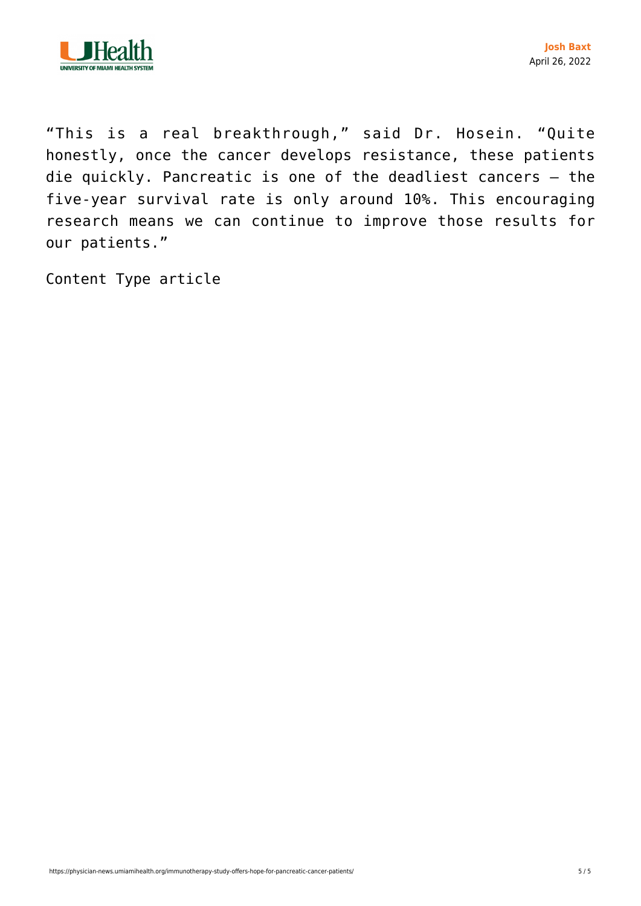"This is a real breakthrough," said Dr. Hosein. "Quite honestly, once the cancer develops resistance, these patients die quickly. Pancreatic is one of the deadliest cancers – the five-year survival rate is only around 10%. This encouraging research means we can continue to improve those results for our patients."

Content Type article